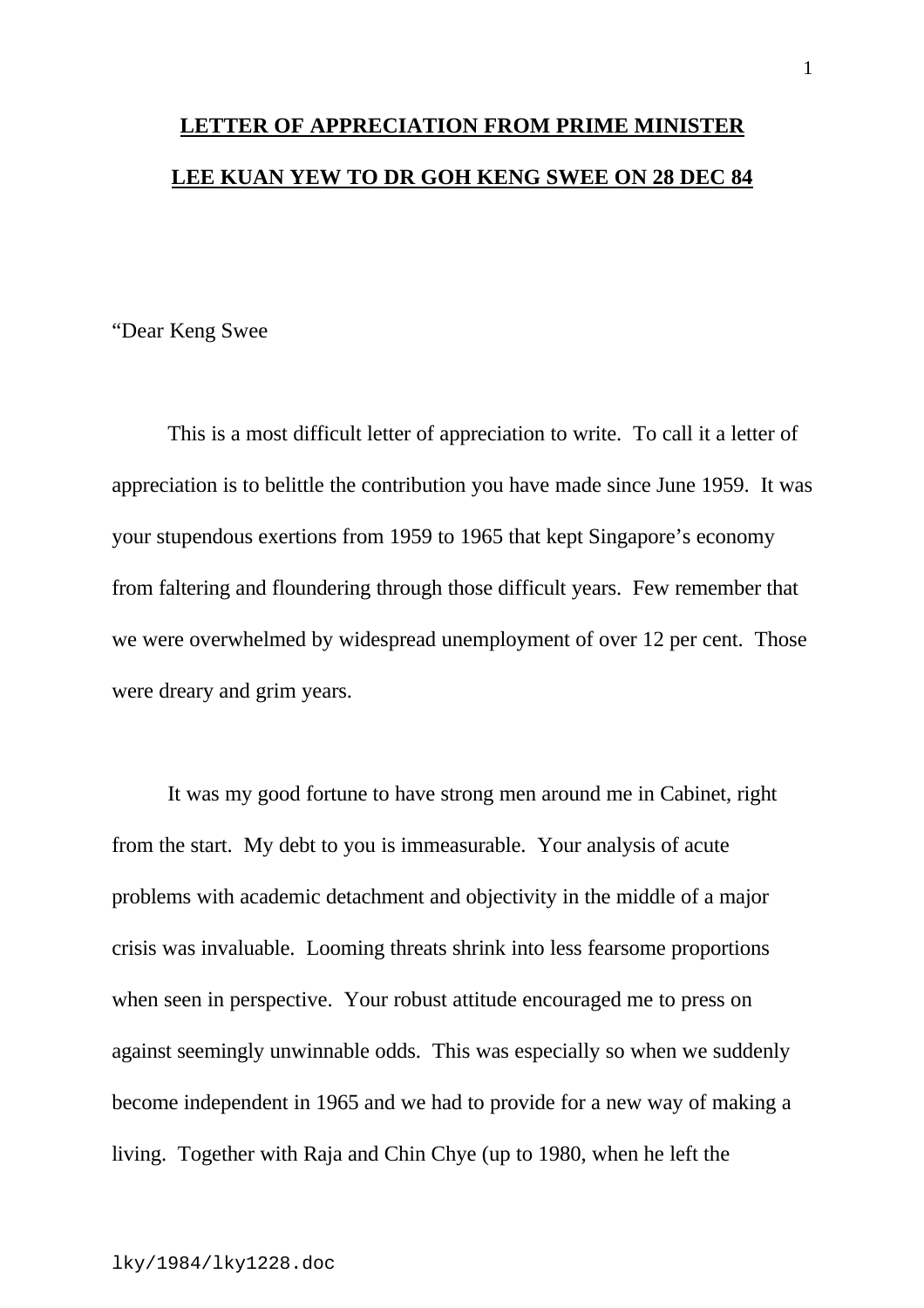**LETTER OF APPRECIATION FROM PRIME MINISTER LEE KUAN YEW TO DR GOH KENG SWEE ON 28 DEC 84**

"Dear Keng Swee

This is a most difficult letter of appreciation to write. To call it a letter of appreciation is to belittle the contribution you have made since June 1959. It was your stupendous exertions from 1959 to 1965 that kept Singapore's economy from faltering and floundering through those difficult years. Few remember that we were overwhelmed by widespread unemployment of over 12 per cent. Those were dreary and grim years.

It was my good fortune to have strong men around me in Cabinet, right from the start. My debt to you is immeasurable. Your analysis of acute problems with academic detachment and objectivity in the middle of a major crisis was invaluable. Looming threats shrink into less fearsome proportions when seen in perspective. Your robust attitude encouraged me to press on against seemingly unwinnable odds. This was especially so when we suddenly become independent in 1965 and we had to provide for a new way of making a living. Together with Raja and Chin Chye (up to 1980, when he left the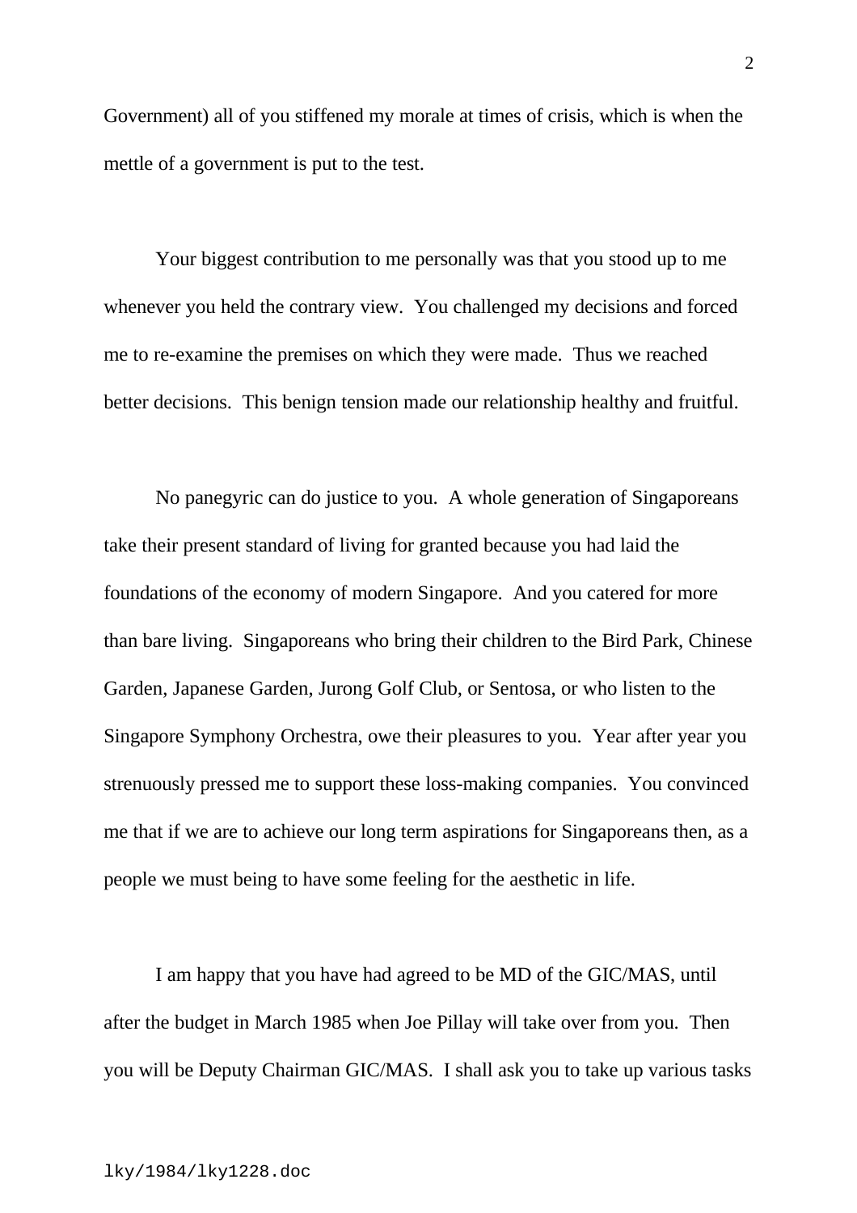Government) all of you stiffened my morale at times of crisis, which is when the mettle of a government is put to the test.

Your biggest contribution to me personally was that you stood up to me whenever you held the contrary view.  You challenged my decisions and forced me to re-examine the premises on which they were made.  Thus we reached better decisions.  This benign tension made our relationship healthy and fruitful.

No panegyric can do justice to you.  A whole generation of Singaporeans take their present standard of living for granted because you had laid the foundations of the economy of modern Singapore.  And you catered for more than bare living.  Singaporeans who bring their children to the Bird Park, Chinese Garden, Japanese Garden, Jurong Golf Club, or Sentosa, or who listen to the Singapore Symphony Orchestra, owe their pleasures to you.  Year after year you strenuously pressed me to support these loss-making companies.  You convinced me that if we are to achieve our long term aspirations for Singaporeans then, as a people we must being to have some feeling for the aesthetic in life.

I am happy that you have had agreed to be MD of the GIC/MAS, until after the budget in March 1985 when Joe Pillay will take over from you.  Then you will be Deputy Chairman GIC/MAS.  I shall ask you to take up various tasks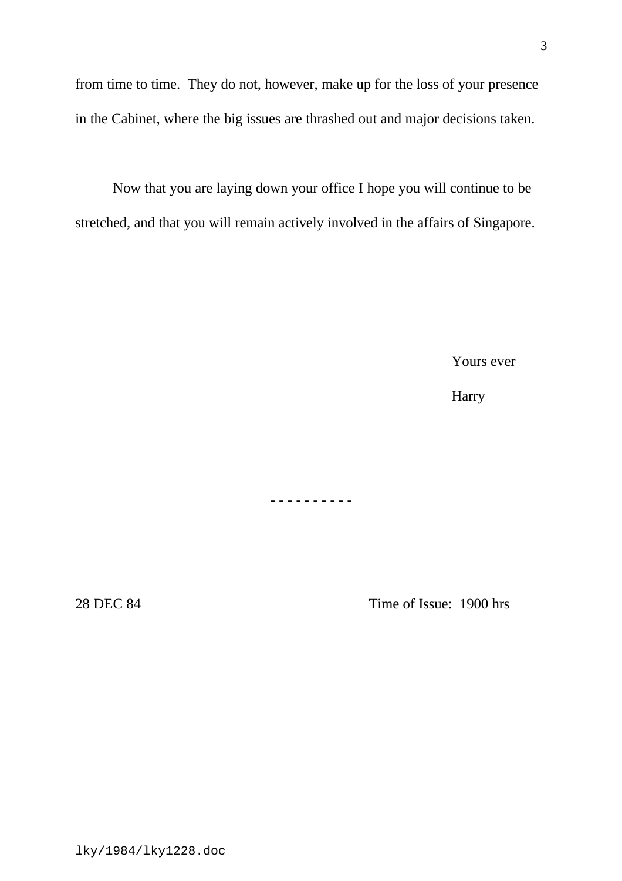from time to time.  They do not, however, make up for the loss of your presence in the Cabinet, where the big issues are thrashed out and major decisions taken.

Now that you are laying down your office I hope you will continue to be stretched, and that you will remain actively involved in the affairs of Singapore.

Yours ever

Harry

- - - - - - - - - -

28 DEC 84                                        Time of Issue:  1900 hrs

lky/1984/lky1228.doc